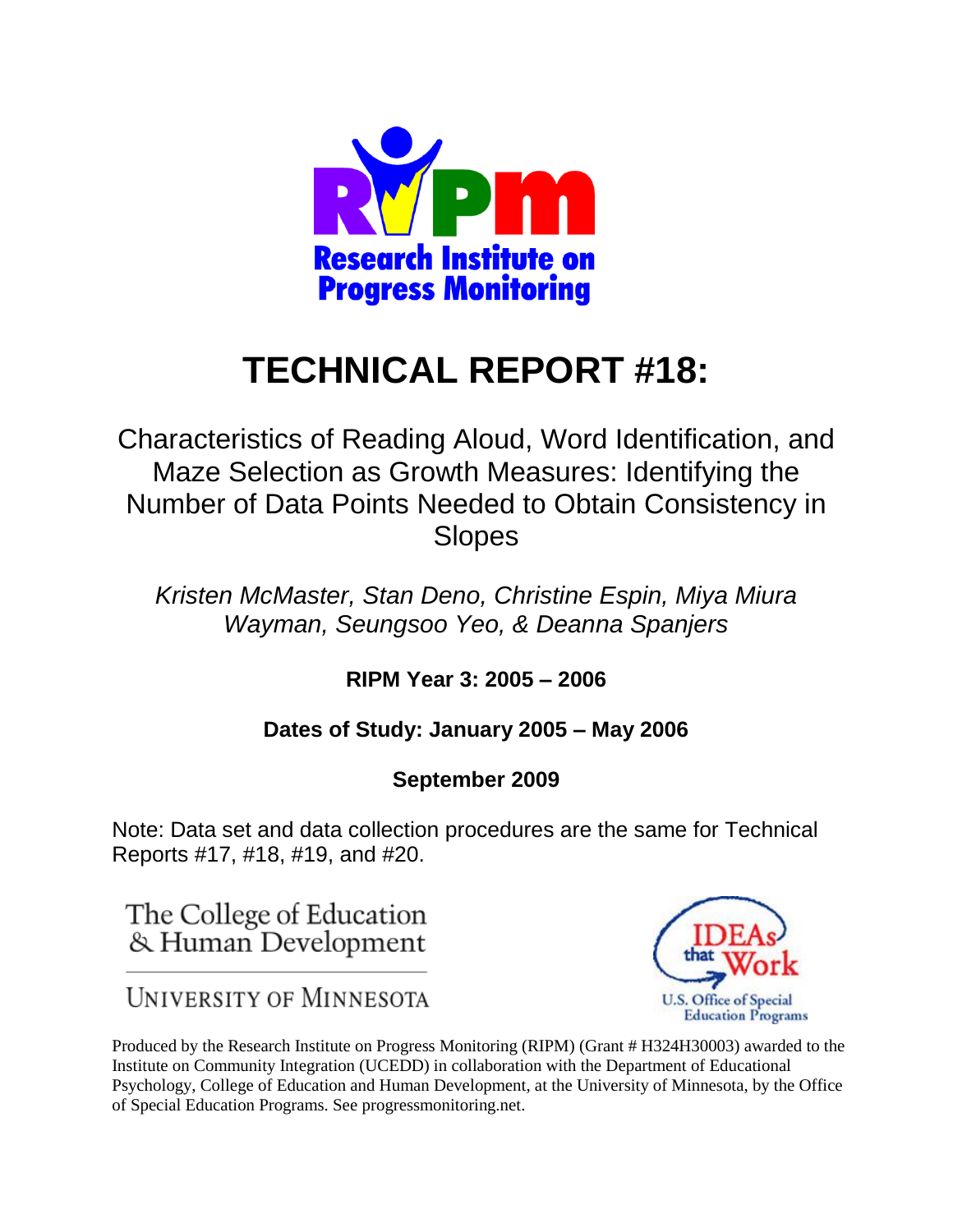Research Institute on Progress Monitoring

# TECHNICAL REPORT #18:

## Characteristics of Reading Aloud, Word Identification, and Maze Selection as Growth Measures: Identifying the Number of Data Points Needed to Obtain Consistency in Slopes

*Kristen McMaster, Stan Deno, Christine Espin, Miya Miura Wayman, Seungsoo Yeo, & Deanna Spanjers*

**RIPM Year 3: 2005 – 2006**

**Dates of Study: January 2005 – May 2006**

**September 2009**

Note: Data set and data collection procedures are the same for Technical Reports #17, #18, #19, and #20.

The College of Education & Human Development

University of Minnesota

IDEAs that Work

U.S. Office of Special Education Programs

Produced by the Research Institute on Progress Monitoring (RIPM) (Grant # H324H30003) awarded to the Institute on Community Integration (UCEDD) in collaboration with the Department of Educational Psychology, College of Education and Human Development, at the University of Minnesota, by the Office of Special Education Programs. See progressmonitoring.net.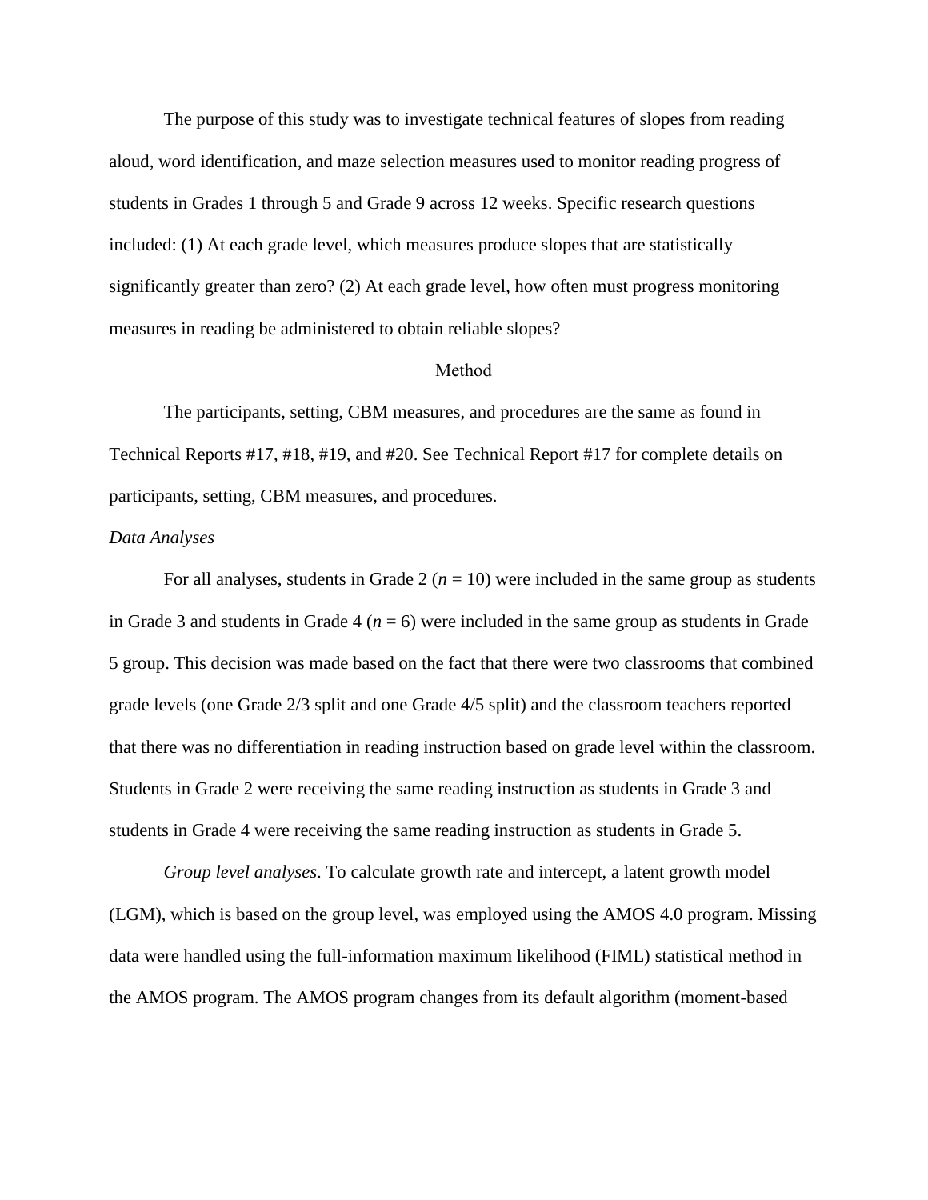The purpose of this study was to investigate technical features of slopes from reading aloud, word identification, and maze selection measures used to monitor reading progress of students in Grades 1 through 5 and Grade 9 across 12 weeks. Specific research questions included: (1) At each grade level, which measures produce slopes that are statistically significantly greater than zero? (2) At each grade level, how often must progress monitoring measures in reading be administered to obtain reliable slopes?

## Method

The participants, setting, CBM measures, and procedures are the same as found in Technical Reports #17, #18, #19, and #20. See Technical Report #17 for complete details on participants, setting, CBM measures, and procedures.

### *Data Analyses*

For all analyses, students in Grade 2 ($n$ = 10) were included in the same group as students in Grade 3 and students in Grade 4 ($n$ = 6) were included in the same group as students in Grade 5 group. This decision was made based on the fact that there were two classrooms that combined grade levels (one Grade 2/3 split and one Grade 4/5 split) and the classroom teachers reported that there was no differentiation in reading instruction based on grade level within the classroom. Students in Grade 2 were receiving the same reading instruction as students in Grade 3 and students in Grade 4 were receiving the same reading instruction as students in Grade 5.

*Group level analyses*. To calculate growth rate and intercept, a latent growth model (LGM), which is based on the group level, was employed using the AMOS 4.0 program. Missing data were handled using the full-information maximum likelihood (FIML) statistical method in the AMOS program. The AMOS program changes from its default algorithm (moment-based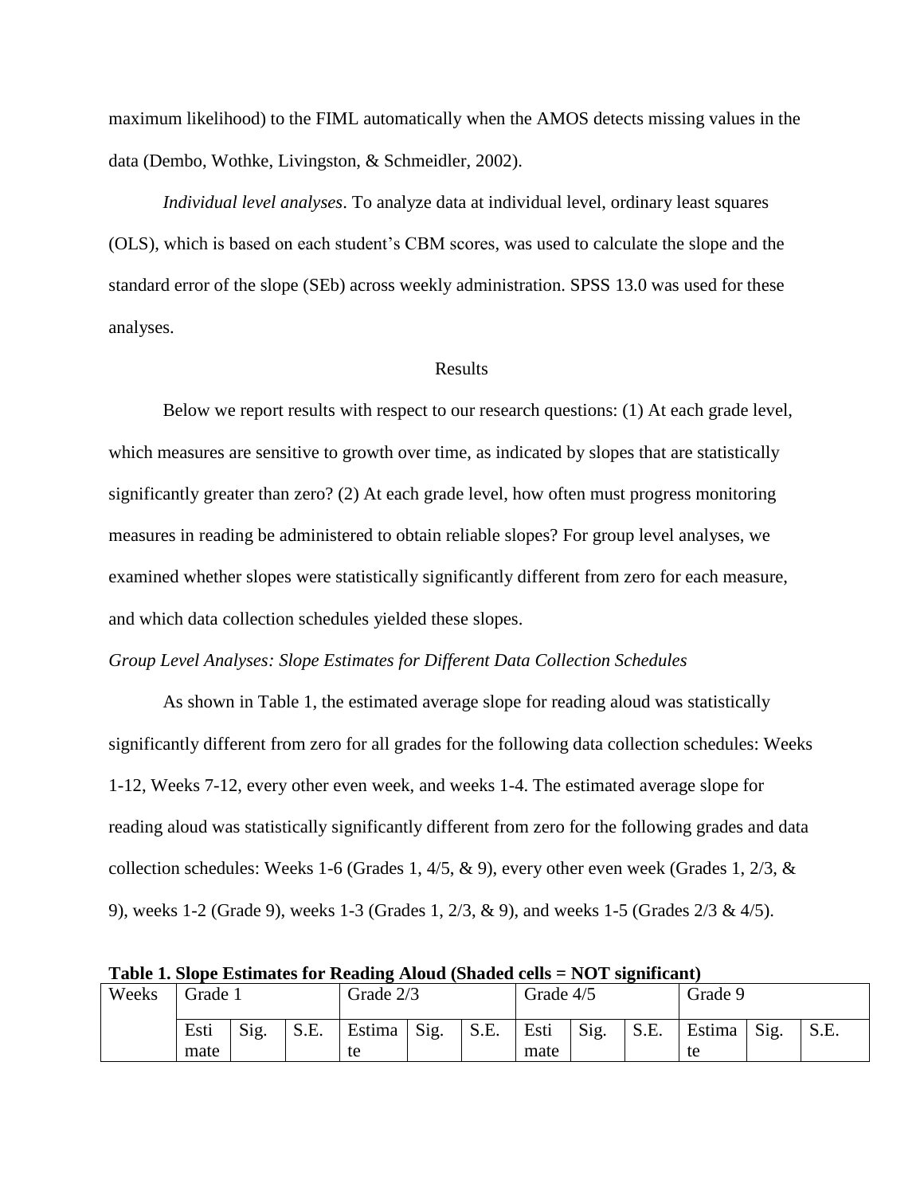maximum likelihood) to the FIML automatically when the AMOS detects missing values in the data (Dembo, Wothke, Livingston, & Schmeidler, 2002).

*Individual level analyses*. To analyze data at individual level, ordinary least squares (OLS), which is based on each student's CBM scores, was used to calculate the slope and the standard error of the slope (SEb) across weekly administration. SPSS 13.0 was used for these analyses.

## Results

Below we report results with respect to our research questions: (1) At each grade level, which measures are sensitive to growth over time, as indicated by slopes that are statistically significantly greater than zero? (2) At each grade level, how often must progress monitoring measures in reading be administered to obtain reliable slopes? For group level analyses, we examined whether slopes were statistically significantly different from zero for each measure, and which data collection schedules yielded these slopes.

### *Group Level Analyses: Slope Estimates for Different Data Collection Schedules*

As shown in Table 1, the estimated average slope for reading aloud was statistically significantly different from zero for all grades for the following data collection schedules: Weeks 1-12, Weeks 7-12, every other even week, and weeks 1-4. The estimated average slope for reading aloud was statistically significantly different from zero for the following grades and data collection schedules: Weeks 1-6 (Grades 1, 4/5, & 9), every other even week (Grades 1, 2/3, & 9), weeks 1-2 (Grade 9), weeks 1-3 (Grades 1, 2/3, & 9), and weeks 1-5 (Grades 2/3 & 4/5).

**Table 1. Slope Estimates for Reading Aloud (Shaded cells = NOT significant)**

| Weeks | Grade 1 | | | Grade 2/3 | | | Grade 4/5 | | | Grade 9 | | |
|---|---|---|---|---|---|---|---|---|---|---|---|---|
| | Estimate | Sig. | S.E. | Estimate | Sig. | S.E. | Estimate | Sig. | S.E. | Estimate | Sig. | S.E. |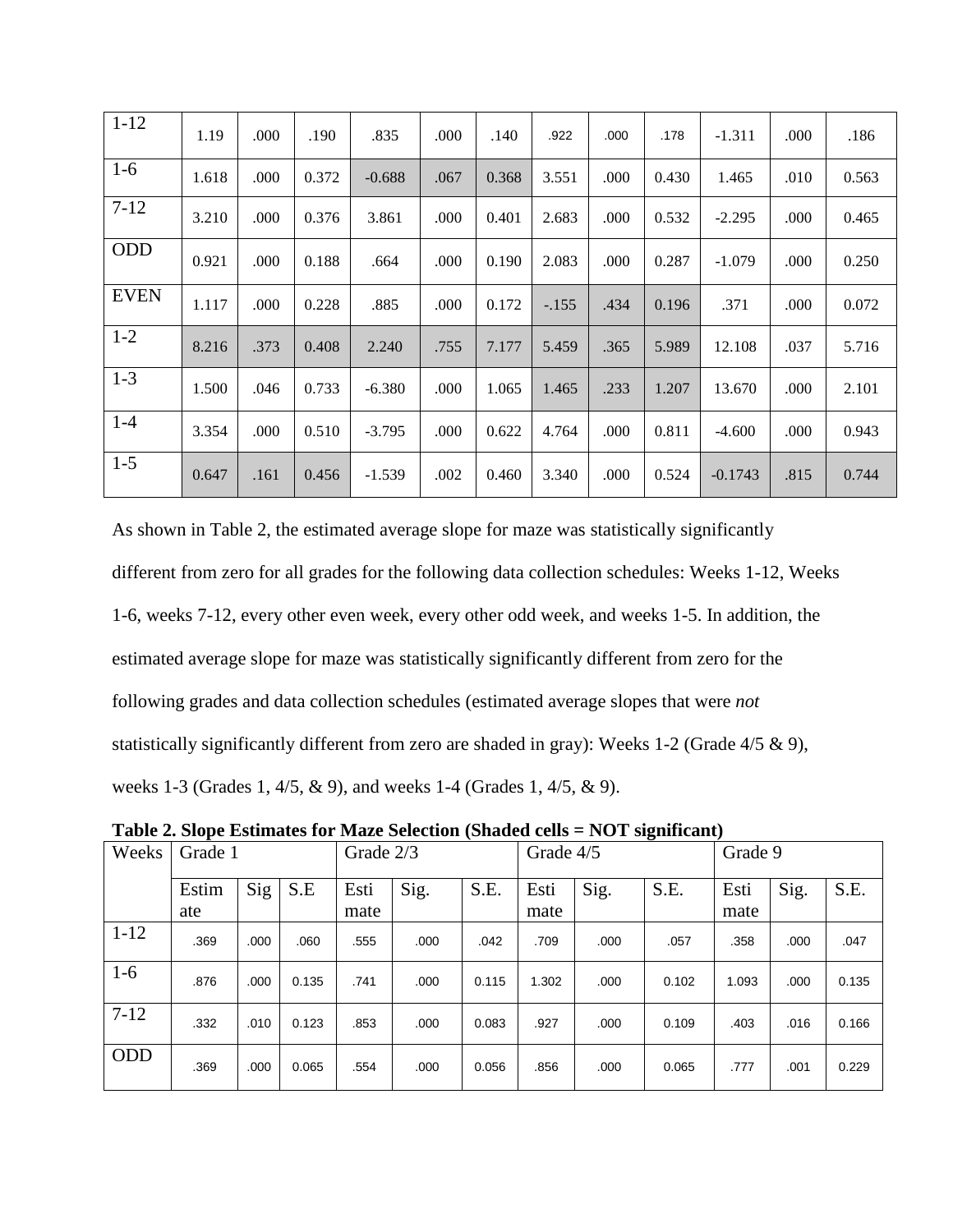| 1-12 | 1.19 | .000 | .190 | .835 | .000 | .140 | .922 | .000 | .178 | -1.311 | .000 | .186 |
|---|---|---|---|---|---|---|---|---|---|---|---|---|
| 1-6 | 1.618 | .000 | 0.372 | -0.688 | .067 | 0.368 | 3.551 | .000 | 0.430 | 1.465 | .010 | 0.563 |
| 7-12 | 3.210 | .000 | 0.376 | 3.861 | .000 | 0.401 | 2.683 | .000 | 0.532 | -2.295 | .000 | 0.465 |
| ODD | 0.921 | .000 | 0.188 | .664 | .000 | 0.190 | 2.083 | .000 | 0.287 | -1.079 | .000 | 0.250 |
| EVEN | 1.117 | .000 | 0.228 | .885 | .000 | 0.172 | -.155 | .434 | 0.196 | .371 | .000 | 0.072 |
| 1-2 | 8.216 | .373 | 0.408 | 2.240 | .755 | 7.177 | 5.459 | .365 | 5.989 | 12.108 | .037 | 5.716 |
| 1-3 | 1.500 | .046 | 0.733 | -6.380 | .000 | 1.065 | 1.465 | .233 | 1.207 | 13.670 | .000 | 2.101 |
| 1-4 | 3.354 | .000 | 0.510 | -3.795 | .000 | 0.622 | 4.764 | .000 | 0.811 | -4.600 | .000 | 0.943 |
| 1-5 | 0.647 | .161 | 0.456 | -1.539 | .002 | 0.460 | 3.340 | .000 | 0.524 | -0.1743 | .815 | 0.744 |

As shown in Table 2, the estimated average slope for maze was statistically significantly different from zero for all grades for the following data collection schedules: Weeks 1-12, Weeks 1-6, weeks 7-12, every other even week, every other odd week, and weeks 1-5. In addition, the estimated average slope for maze was statistically significantly different from zero for the following grades and data collection schedules (estimated average slopes that were *not* statistically significantly different from zero are shaded in gray): Weeks 1-2 (Grade 4/5 & 9), weeks 1-3 (Grades 1, 4/5, & 9), and weeks 1-4 (Grades 1, 4/5, & 9).

**Table 2. Slope Estimates for Maze Selection (Shaded cells = NOT significant)**

| Weeks | Grade 1 | | | Grade 2/3 | | | Grade 4/5 | | | Grade 9 | | |
|---|---|---|---|---|---|---|---|---|---|---|---|---|
| | Estimate | Sig | S.E | Estimate | Sig. | S.E. | Estimate | Sig. | S.E. | Estimate | Sig. | S.E. |
| 1-12 | .369 | .000 | .060 | .555 | .000 | .042 | .709 | .000 | .057 | .358 | .000 | .047 |
| 1-6 | .876 | .000 | 0.135 | .741 | .000 | 0.115 | 1.302 | .000 | 0.102 | 1.093 | .000 | 0.135 |
| 7-12 | .332 | .010 | 0.123 | .853 | .000 | 0.083 | .927 | .000 | 0.109 | .403 | .016 | 0.166 |
| ODD | .369 | .000 | 0.065 | .554 | .000 | 0.056 | .856 | .000 | 0.065 | .777 | .001 | 0.229 |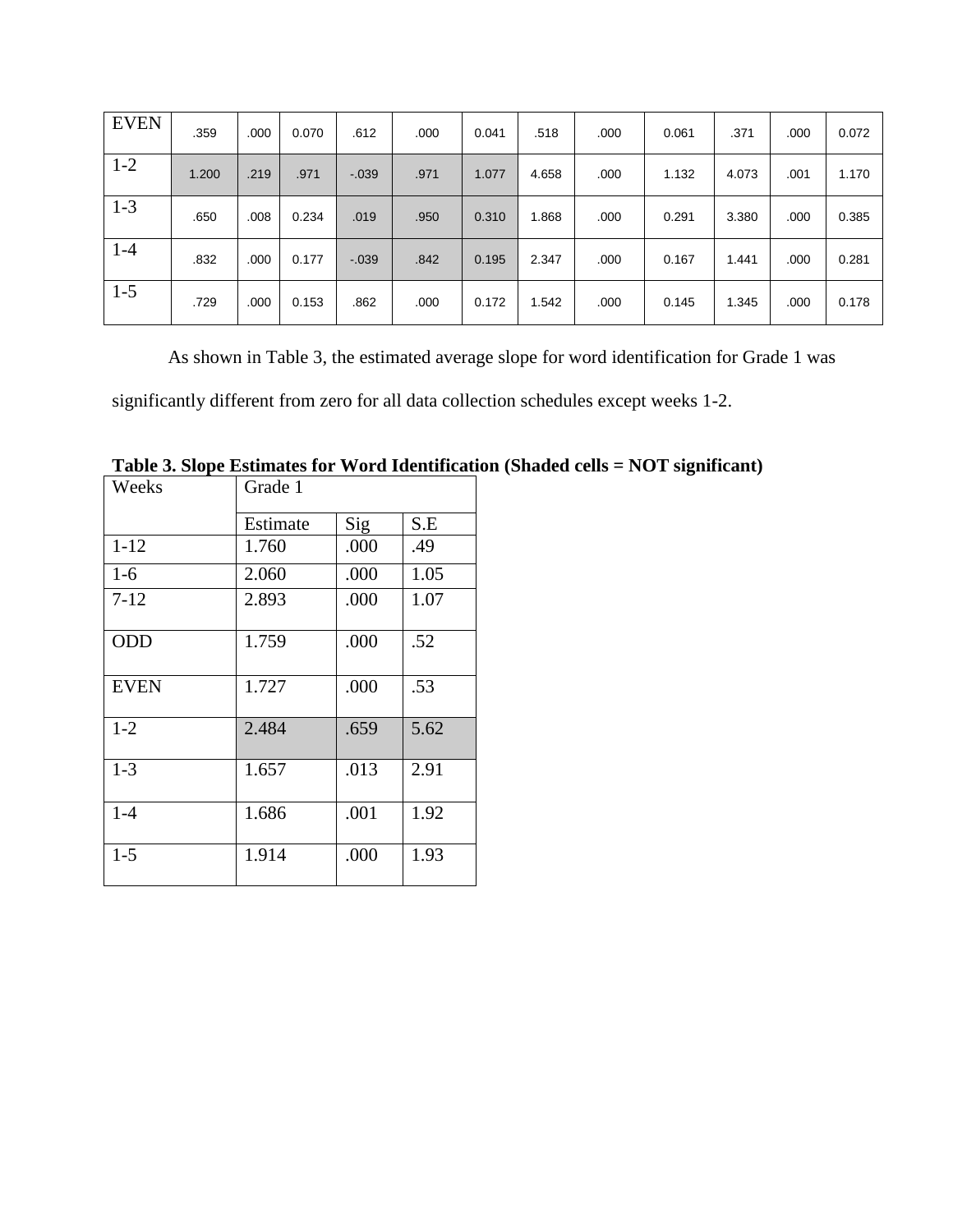| EVEN | .359 | .000 | 0.070 | .612 | .000 | 0.041 | .518 | .000 | 0.061 | .371 | .000 | 0.072 |
|---|---|---|---|---|---|---|---|---|---|---|---|---|
| 1-2 | 1.200 | .219 | .971 | -.039 | .971 | 1.077 | 4.658 | .000 | 1.132 | 4.073 | .001 | 1.170 |
| 1-3 | .650 | .008 | 0.234 | .019 | .950 | 0.310 | 1.868 | .000 | 0.291 | 3.380 | .000 | 0.385 |
| 1-4 | .832 | .000 | 0.177 | -.039 | .842 | 0.195 | 2.347 | .000 | 0.167 | 1.441 | .000 | 0.281 |
| 1-5 | .729 | .000 | 0.153 | .862 | .000 | 0.172 | 1.542 | .000 | 0.145 | 1.345 | .000 | 0.178 |

As shown in Table 3, the estimated average slope for word identification for Grade 1 was significantly different from zero for all data collection schedules except weeks 1-2.

**Table 3. Slope Estimates for Word Identification (Shaded cells = NOT significant)**

| Weeks | Grade 1 | | |
|---|---|---|---|
| | Estimate | Sig | S.E |
| 1-12 | 1.760 | .000 | .49 |
| 1-6 | 2.060 | .000 | 1.05 |
| 7-12 | 2.893 | .000 | 1.07 |
| ODD | 1.759 | .000 | .52 |
| EVEN | 1.727 | .000 | .53 |
| 1-2 | 2.484 | .659 | 5.62 |
| 1-3 | 1.657 | .013 | 2.91 |
| 1-4 | 1.686 | .001 | 1.92 |
| 1-5 | 1.914 | .000 | 1.93 |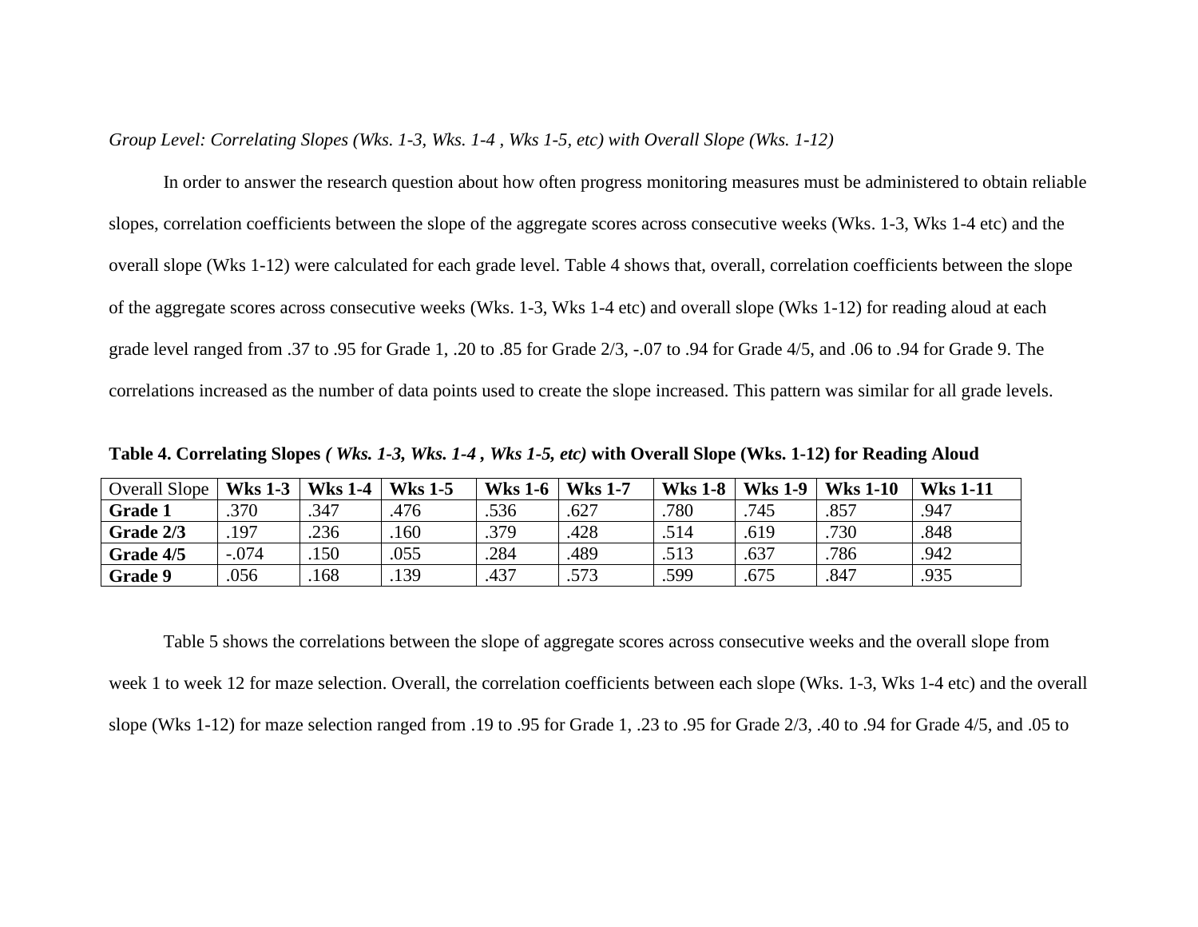*Group Level: Correlating Slopes (Wks. 1-3, Wks. 1-4 , Wks 1-5, etc) with Overall Slope (Wks. 1-12)*

In order to answer the research question about how often progress monitoring measures must be administered to obtain reliable slopes, correlation coefficients between the slope of the aggregate scores across consecutive weeks (Wks. 1-3, Wks 1-4 etc) and the overall slope (Wks 1-12) were calculated for each grade level. Table 4 shows that, overall, correlation coefficients between the slope of the aggregate scores across consecutive weeks (Wks. 1-3, Wks 1-4 etc) and overall slope (Wks 1-12) for reading aloud at each grade level ranged from .37 to .95 for Grade 1, .20 to .85 for Grade 2/3, -.07 to .94 for Grade 4/5, and .06 to .94 for Grade 9. The correlations increased as the number of data points used to create the slope increased. This pattern was similar for all grade levels.

**Table 4. Correlating Slopes *( Wks. 1-3, Wks. 1-4 , Wks 1-5, etc)* with Overall Slope (Wks. 1-12) for Reading Aloud**

| Overall Slope | **Wks 1-3** | **Wks 1-4** | **Wks 1-5** | **Wks 1-6** | **Wks 1-7** | **Wks 1-8** | **Wks 1-9** | **Wks 1-10** | **Wks 1-11** |
|---|---|---|---|---|---|---|---|---|---|
| **Grade 1** | .370 | .347 | .476 | .536 | .627 | .780 | .745 | .857 | .947 |
| **Grade 2/3** | .197 | .236 | .160 | .379 | .428 | .514 | .619 | .730 | .848 |
| **Grade 4/5** | -.074 | .150 | .055 | .284 | .489 | .513 | .637 | .786 | .942 |
| **Grade 9** | .056 | .168 | .139 | .437 | .573 | .599 | .675 | .847 | .935 |

Table 5 shows the correlations between the slope of aggregate scores across consecutive weeks and the overall slope from week 1 to week 12 for maze selection. Overall, the correlation coefficients between each slope (Wks. 1-3, Wks 1-4 etc) and the overall slope (Wks 1-12) for maze selection ranged from .19 to .95 for Grade 1, .23 to .95 for Grade 2/3, .40 to .94 for Grade 4/5, and .05 to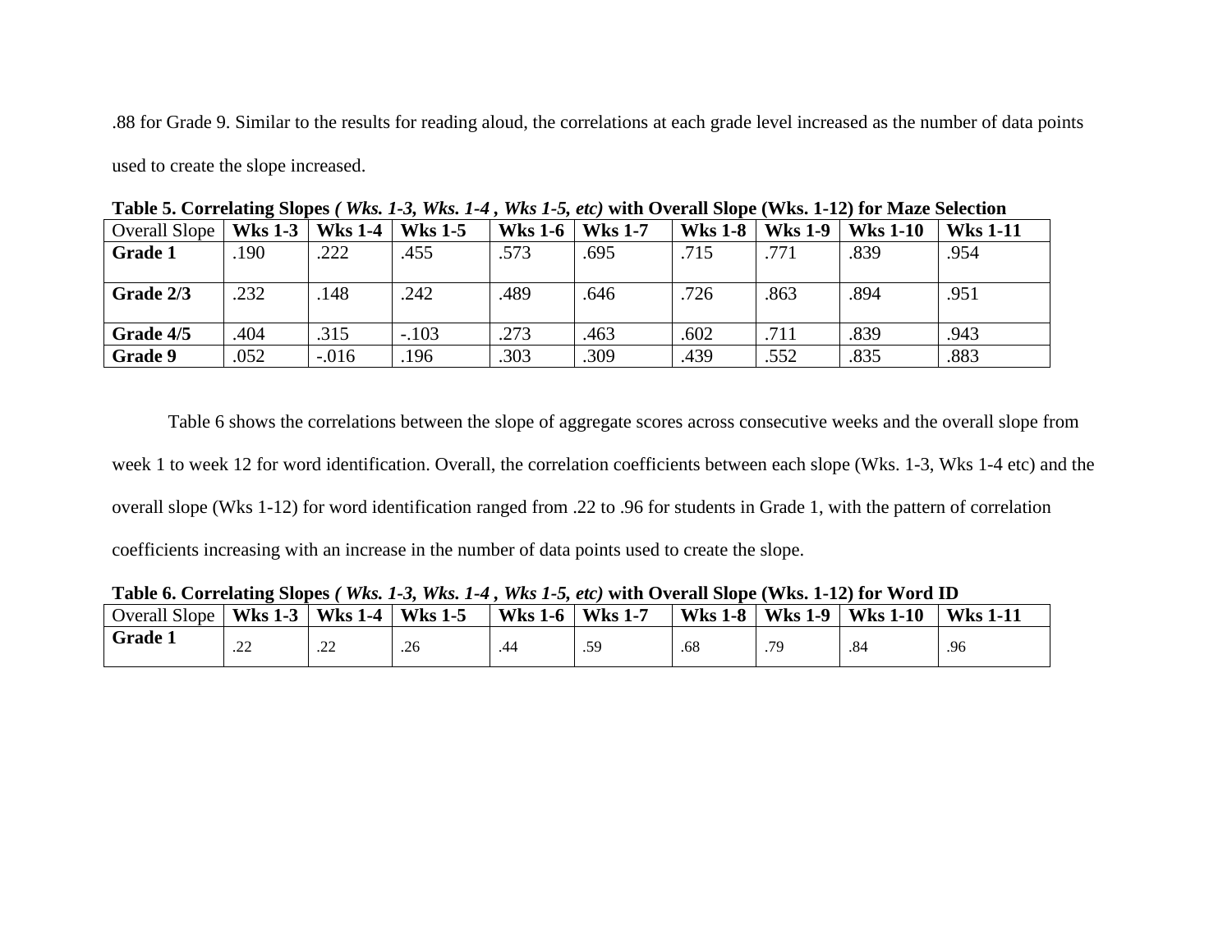.88 for Grade 9. Similar to the results for reading aloud, the correlations at each grade level increased as the number of data points used to create the slope increased.

**Table 5. Correlating Slopes *( Wks. 1-3, Wks. 1-4 , Wks 1-5, etc)* with Overall Slope (Wks. 1-12) for Maze Selection**

| Overall Slope | **Wks 1-3** | **Wks 1-4** | **Wks 1-5** | **Wks 1-6** | **Wks 1-7** | **Wks 1-8** | **Wks 1-9** | **Wks 1-10** | **Wks 1-11** |
|---|---|---|---|---|---|---|---|---|---|
| **Grade 1** | .190 | .222 | .455 | .573 | .695 | .715 | .771 | .839 | .954 |
| **Grade 2/3** | .232 | .148 | .242 | .489 | .646 | .726 | .863 | .894 | .951 |
| **Grade 4/5** | .404 | .315 | -.103 | .273 | .463 | .602 | .711 | .839 | .943 |
| **Grade 9** | .052 | -.016 | .196 | .303 | .309 | .439 | .552 | .835 | .883 |

Table 6 shows the correlations between the slope of aggregate scores across consecutive weeks and the overall slope from week 1 to week 12 for word identification. Overall, the correlation coefficients between each slope (Wks. 1-3, Wks 1-4 etc) and the overall slope (Wks 1-12) for word identification ranged from .22 to .96 for students in Grade 1, with the pattern of correlation coefficients increasing with an increase in the number of data points used to create the slope.

**Table 6. Correlating Slopes *( Wks. 1-3, Wks. 1-4 , Wks 1-5, etc)* with Overall Slope (Wks. 1-12) for Word ID**

| Overall Slope | **Wks 1-3** | **Wks 1-4** | **Wks 1-5** | **Wks 1-6** | **Wks 1-7** | **Wks 1-8** | **Wks 1-9** | **Wks 1-10** | **Wks 1-11** |
|---|---|---|---|---|---|---|---|---|---|
| **Grade 1** | .22 | .22 | .26 | .44 | .59 | .68 | .79 | .84 | .96 |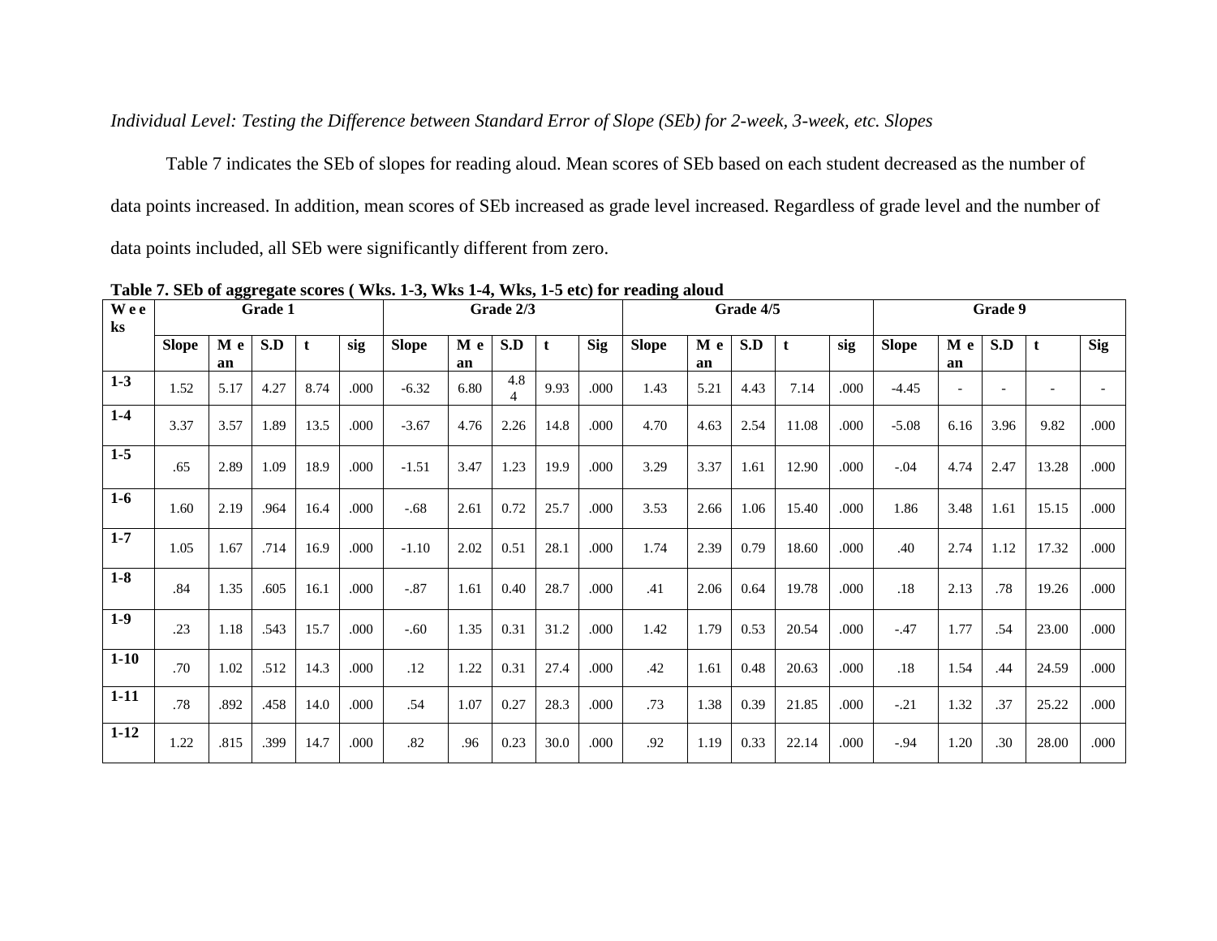*Individual Level: Testing the Difference between Standard Error of Slope (SEb) for 2-week, 3-week, etc. Slopes*

Table 7 indicates the SEb of slopes for reading aloud. Mean scores of SEb based on each student decreased as the number of data points increased. In addition, mean scores of SEb increased as grade level increased. Regardless of grade level and the number of data points included, all SEb were significantly different from zero.

**Table 7. SEb of aggregate scores ( Wks. 1-3, Wks 1-4, Wks, 1-5 etc) for reading aloud**

| Weeks | Grade 1 | | | | | Grade 2/3 | | | | | Grade 4/5 | | | | | Grade 9 | | | | |
|---|---|---|---|---|---|---|---|---|---|---|---|---|---|---|---|---|---|---|---|---|
| | Slope | Mean | S.D | t | sig | Slope | Mean | S.D | t | Sig | Slope | Mean | S.D | t | sig | Slope | Mean | S.D | t | Sig |
| 1-3 | 1.52 | 5.17 | 4.27 | 8.74 | .000 | -6.32 | 6.80 | 4.84 | 9.93 | .000 | 1.43 | 5.21 | 4.43 | 7.14 | .000 | -4.45 | - | - | - | - |
| 1-4 | 3.37 | 3.57 | 1.89 | 13.5 | .000 | -3.67 | 4.76 | 2.26 | 14.8 | .000 | 4.70 | 4.63 | 2.54 | 11.08 | .000 | -5.08 | 6.16 | 3.96 | 9.82 | .000 |
| 1-5 | .65 | 2.89 | 1.09 | 18.9 | .000 | -1.51 | 3.47 | 1.23 | 19.9 | .000 | 3.29 | 3.37 | 1.61 | 12.90 | .000 | -.04 | 4.74 | 2.47 | 13.28 | .000 |
| 1-6 | 1.60 | 2.19 | .964 | 16.4 | .000 | -.68 | 2.61 | 0.72 | 25.7 | .000 | 3.53 | 2.66 | 1.06 | 15.40 | .000 | 1.86 | 3.48 | 1.61 | 15.15 | .000 |
| 1-7 | 1.05 | 1.67 | .714 | 16.9 | .000 | -1.10 | 2.02 | 0.51 | 28.1 | .000 | 1.74 | 2.39 | 0.79 | 18.60 | .000 | .40 | 2.74 | 1.12 | 17.32 | .000 |
| 1-8 | .84 | 1.35 | .605 | 16.1 | .000 | -.87 | 1.61 | 0.40 | 28.7 | .000 | .41 | 2.06 | 0.64 | 19.78 | .000 | .18 | 2.13 | .78 | 19.26 | .000 |
| 1-9 | .23 | 1.18 | .543 | 15.7 | .000 | -.60 | 1.35 | 0.31 | 31.2 | .000 | 1.42 | 1.79 | 0.53 | 20.54 | .000 | -.47 | 1.77 | .54 | 23.00 | .000 |
| 1-10 | .70 | 1.02 | .512 | 14.3 | .000 | .12 | 1.22 | 0.31 | 27.4 | .000 | .42 | 1.61 | 0.48 | 20.63 | .000 | .18 | 1.54 | .44 | 24.59 | .000 |
| 1-11 | .78 | .892 | .458 | 14.0 | .000 | .54 | 1.07 | 0.27 | 28.3 | .000 | .73 | 1.38 | 0.39 | 21.85 | .000 | -.21 | 1.32 | .37 | 25.22 | .000 |
| 1-12 | 1.22 | .815 | .399 | 14.7 | .000 | .82 | .96 | 0.23 | 30.0 | .000 | .92 | 1.19 | 0.33 | 22.14 | .000 | -.94 | 1.20 | .30 | 28.00 | .000 |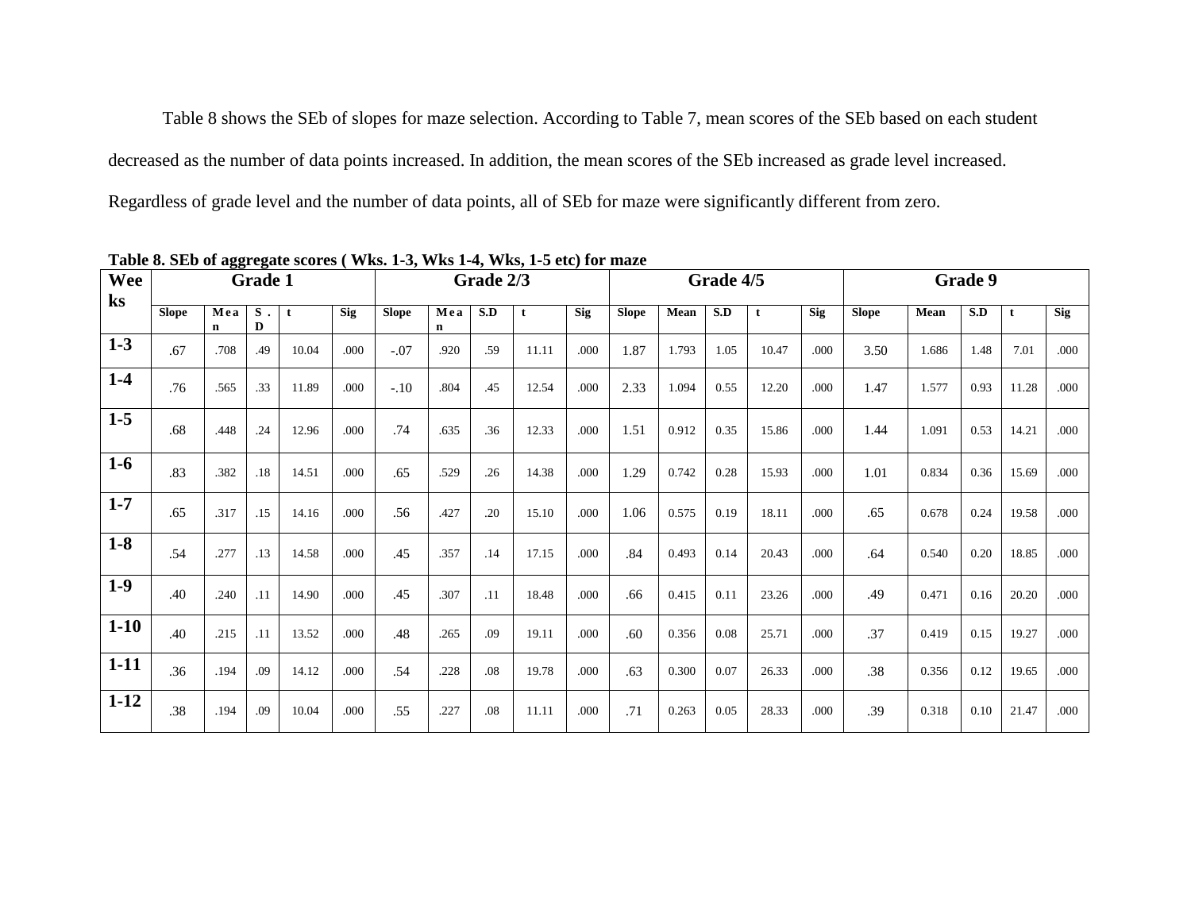Table 8 shows the SEb of slopes for maze selection. According to Table 7, mean scores of the SEb based on each student decreased as the number of data points increased. In addition, the mean scores of the SEb increased as grade level increased. Regardless of grade level and the number of data points, all of SEb for maze were significantly different from zero.

**Table 8. SEb of aggregate scores ( Wks. 1-3, Wks 1-4, Wks, 1-5 etc) for maze**

| Weeks | Grade 1 | | | | | Grade 2/3 | | | | | Grade 4/5 | | | | | Grade 9 | | | | |
|---|---|---|---|---|---|---|---|---|---|---|---|---|---|---|---|---|---|---|---|---|
| | Slope | Mean | S.D | t | Sig | Slope | Mean | S.D | t | Sig | Slope | Mean | S.D | t | Sig | Slope | Mean | S.D | t | Sig |
| 1-3 | .67 | .708 | .49 | 10.04 | .000 | -.07 | .920 | .59 | 11.11 | .000 | 1.87 | 1.793 | 1.05 | 10.47 | .000 | 3.50 | 1.686 | 1.48 | 7.01 | .000 |
| 1-4 | .76 | .565 | .33 | 11.89 | .000 | -.10 | .804 | .45 | 12.54 | .000 | 2.33 | 1.094 | 0.55 | 12.20 | .000 | 1.47 | 1.577 | 0.93 | 11.28 | .000 |
| 1-5 | .68 | .448 | .24 | 12.96 | .000 | .74 | .635 | .36 | 12.33 | .000 | 1.51 | 0.912 | 0.35 | 15.86 | .000 | 1.44 | 1.091 | 0.53 | 14.21 | .000 |
| 1-6 | .83 | .382 | .18 | 14.51 | .000 | .65 | .529 | .26 | 14.38 | .000 | 1.29 | 0.742 | 0.28 | 15.93 | .000 | 1.01 | 0.834 | 0.36 | 15.69 | .000 |
| 1-7 | .65 | .317 | .15 | 14.16 | .000 | .56 | .427 | .20 | 15.10 | .000 | 1.06 | 0.575 | 0.19 | 18.11 | .000 | .65 | 0.678 | 0.24 | 19.58 | .000 |
| 1-8 | .54 | .277 | .13 | 14.58 | .000 | .45 | .357 | .14 | 17.15 | .000 | .84 | 0.493 | 0.14 | 20.43 | .000 | .64 | 0.540 | 0.20 | 18.85 | .000 |
| 1-9 | .40 | .240 | .11 | 14.90 | .000 | .45 | .307 | .11 | 18.48 | .000 | .66 | 0.415 | 0.11 | 23.26 | .000 | .49 | 0.471 | 0.16 | 20.20 | .000 |
| 1-10 | .40 | .215 | .11 | 13.52 | .000 | .48 | .265 | .09 | 19.11 | .000 | .60 | 0.356 | 0.08 | 25.71 | .000 | .37 | 0.419 | 0.15 | 19.27 | .000 |
| 1-11 | .36 | .194 | .09 | 14.12 | .000 | .54 | .228 | .08 | 19.78 | .000 | .63 | 0.300 | 0.07 | 26.33 | .000 | .38 | 0.356 | 0.12 | 19.65 | .000 |
| 1-12 | .38 | .194 | .09 | 10.04 | .000 | .55 | .227 | .08 | 11.11 | .000 | .71 | 0.263 | 0.05 | 28.33 | .000 | .39 | 0.318 | 0.10 | 21.47 | .000 |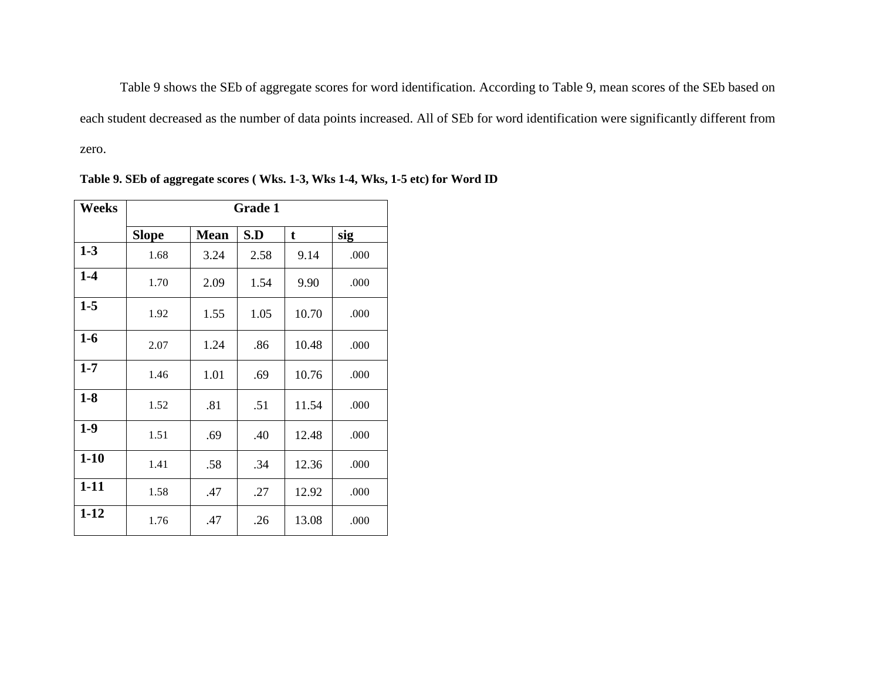Table 9 shows the SEb of aggregate scores for word identification. According to Table 9, mean scores of the SEb based on each student decreased as the number of data points increased. All of SEb for word identification were significantly different from zero.

**Table 9. SEb of aggregate scores ( Wks. 1-3, Wks 1-4, Wks, 1-5 etc) for Word ID**

| Weeks | Grade 1 | | | | |
|---|---|---|---|---|---|
| | Slope | Mean | S.D | t | sig |
| 1-3 | 1.68 | 3.24 | 2.58 | 9.14 | .000 |
| 1-4 | 1.70 | 2.09 | 1.54 | 9.90 | .000 |
| 1-5 | 1.92 | 1.55 | 1.05 | 10.70 | .000 |
| 1-6 | 2.07 | 1.24 | .86 | 10.48 | .000 |
| 1-7 | 1.46 | 1.01 | .69 | 10.76 | .000 |
| 1-8 | 1.52 | .81 | .51 | 11.54 | .000 |
| 1-9 | 1.51 | .69 | .40 | 12.48 | .000 |
| 1-10 | 1.41 | .58 | .34 | 12.36 | .000 |
| 1-11 | 1.58 | .47 | .27 | 12.92 | .000 |
| 1-12 | 1.76 | .47 | .26 | 13.08 | .000 |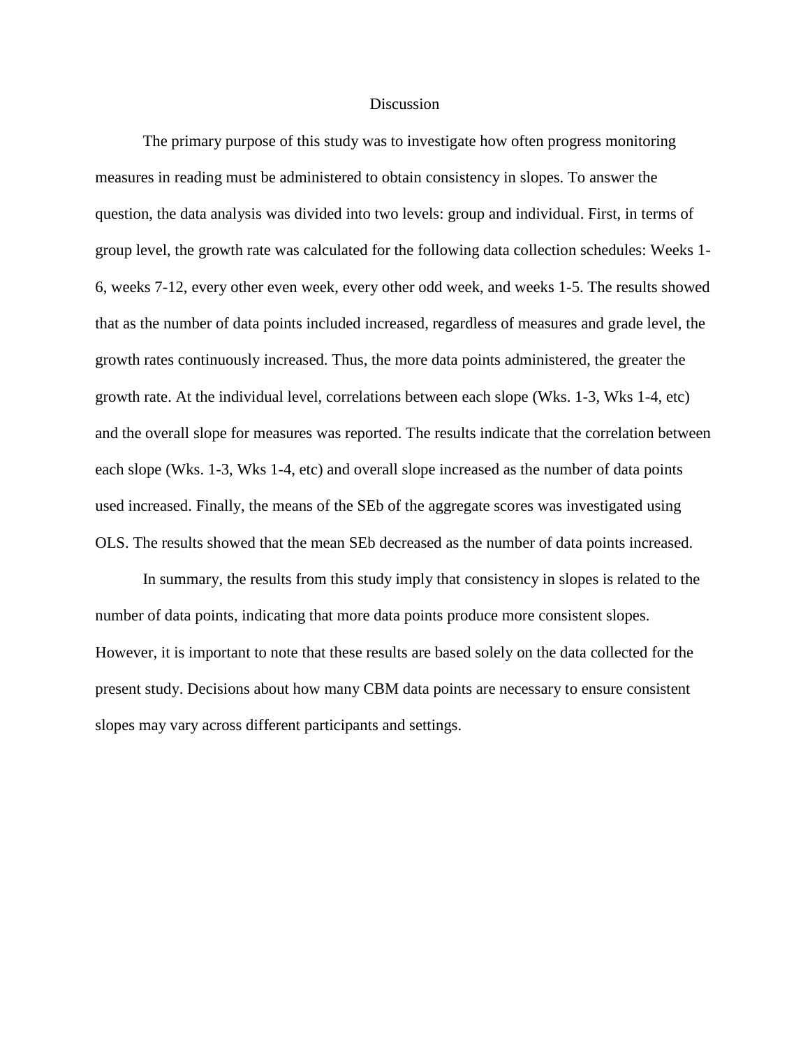# Discussion

The primary purpose of this study was to investigate how often progress monitoring measures in reading must be administered to obtain consistency in slopes. To answer the question, the data analysis was divided into two levels: group and individual. First, in terms of group level, the growth rate was calculated for the following data collection schedules: Weeks 1-6, weeks 7-12, every other even week, every other odd week, and weeks 1-5. The results showed that as the number of data points included increased, regardless of measures and grade level, the growth rates continuously increased. Thus, the more data points administered, the greater the growth rate. At the individual level, correlations between each slope (Wks. 1-3, Wks 1-4, etc) and the overall slope for measures was reported. The results indicate that the correlation between each slope (Wks. 1-3, Wks 1-4, etc) and overall slope increased as the number of data points used increased. Finally, the means of the SEb of the aggregate scores was investigated using OLS. The results showed that the mean SEb decreased as the number of data points increased.

In summary, the results from this study imply that consistency in slopes is related to the number of data points, indicating that more data points produce more consistent slopes. However, it is important to note that these results are based solely on the data collected for the present study. Decisions about how many CBM data points are necessary to ensure consistent slopes may vary across different participants and settings.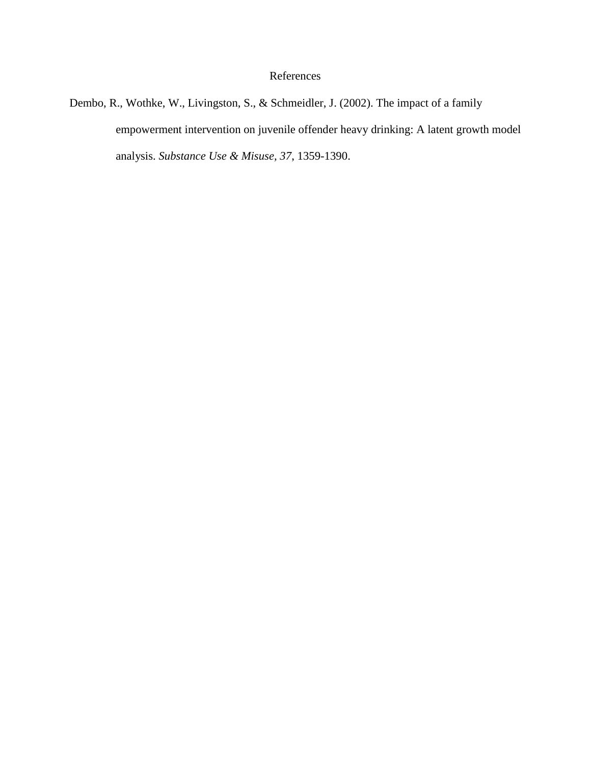# References

Dembo, R., Wothke, W., Livingston, S., & Schmeidler, J. (2002). The impact of a family empowerment intervention on juvenile offender heavy drinking: A latent growth model analysis. *Substance Use & Misuse, 37*, 1359-1390.